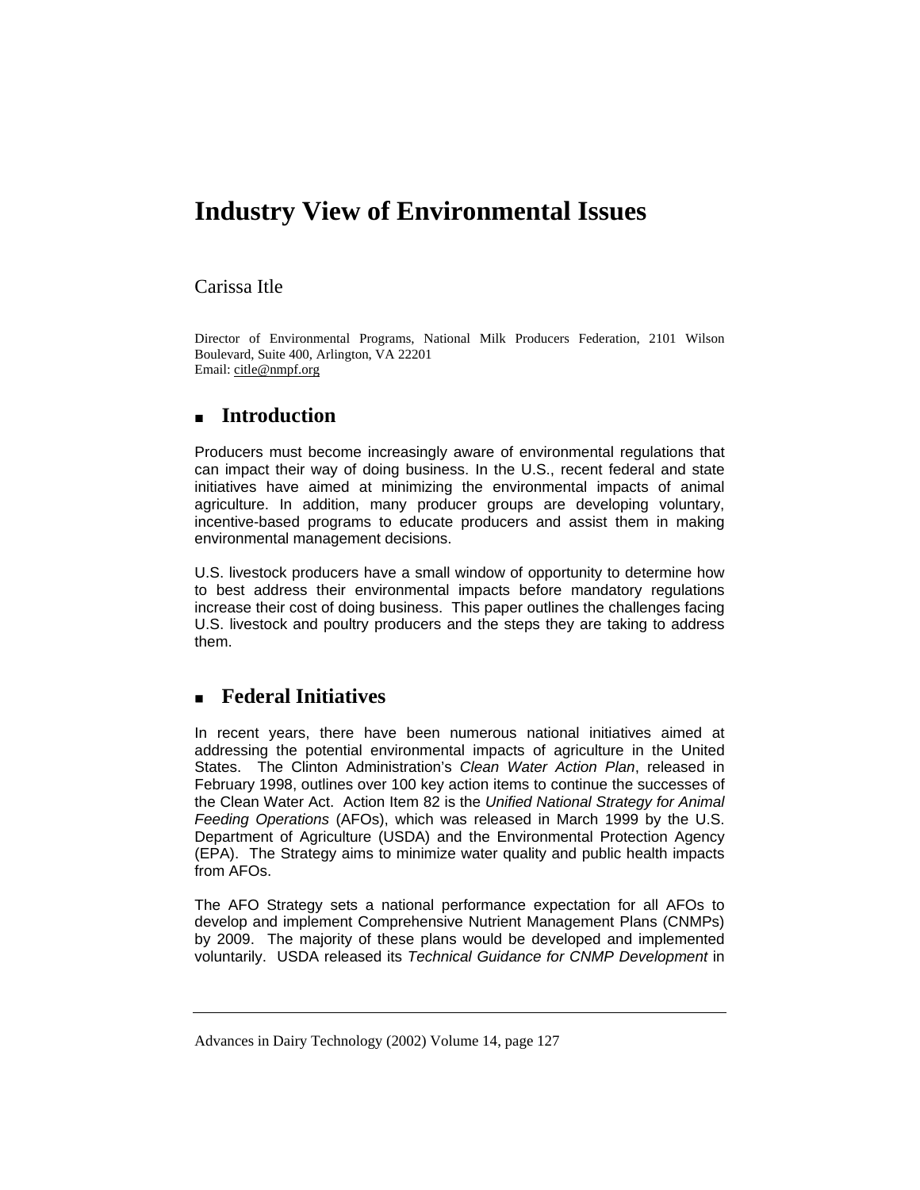# Industry View of Environmental Issues

Carissa Itle

Director of Environmental Programs, National Milk Producers Federation, 2101 Wilson Boulevard, Suite 400, Arlington, VA 22201
Email: citle@nmpf.org

## Introduction

Producers must become increasingly aware of environmental regulations that can impact their way of doing business. In the U.S., recent federal and state initiatives have aimed at minimizing the environmental impacts of animal agriculture. In addition, many producer groups are developing voluntary, incentive-based programs to educate producers and assist them in making environmental management decisions.

U.S. livestock producers have a small window of opportunity to determine how to best address their environmental impacts before mandatory regulations increase their cost of doing business. This paper outlines the challenges facing U.S. livestock and poultry producers and the steps they are taking to address them.

## Federal Initiatives

In recent years, there have been numerous national initiatives aimed at addressing the potential environmental impacts of agriculture in the United States. The Clinton Administration's *Clean Water Action Plan*, released in February 1998, outlines over 100 key action items to continue the successes of the Clean Water Act. Action Item 82 is the *Unified National Strategy for Animal Feeding Operations* (AFOs), which was released in March 1999 by the U.S. Department of Agriculture (USDA) and the Environmental Protection Agency (EPA). The Strategy aims to minimize water quality and public health impacts from AFOs.

The AFO Strategy sets a national performance expectation for all AFOs to develop and implement Comprehensive Nutrient Management Plans (CNMPs) by 2009. The majority of these plans would be developed and implemented voluntarily. USDA released its *Technical Guidance for CNMP Development* in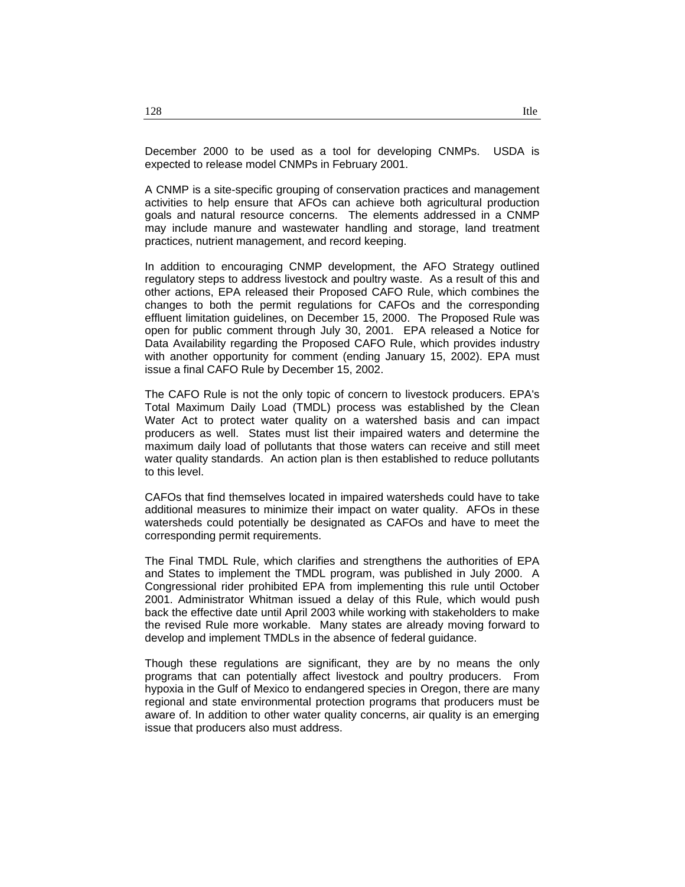December 2000 to be used as a tool for developing CNMPs. USDA is expected to release model CNMPs in February 2001.

A CNMP is a site-specific grouping of conservation practices and management activities to help ensure that AFOs can achieve both agricultural production goals and natural resource concerns. The elements addressed in a CNMP may include manure and wastewater handling and storage, land treatment practices, nutrient management, and record keeping.

In addition to encouraging CNMP development, the AFO Strategy outlined regulatory steps to address livestock and poultry waste. As a result of this and other actions, EPA released their Proposed CAFO Rule, which combines the changes to both the permit regulations for CAFOs and the corresponding effluent limitation guidelines, on December 15, 2000. The Proposed Rule was open for public comment through July 30, 2001. EPA released a Notice for Data Availability regarding the Proposed CAFO Rule, which provides industry with another opportunity for comment (ending January 15, 2002). EPA must issue a final CAFO Rule by December 15, 2002.

The CAFO Rule is not the only topic of concern to livestock producers. EPA's Total Maximum Daily Load (TMDL) process was established by the Clean Water Act to protect water quality on a watershed basis and can impact producers as well. States must list their impaired waters and determine the maximum daily load of pollutants that those waters can receive and still meet water quality standards. An action plan is then established to reduce pollutants to this level.

CAFOs that find themselves located in impaired watersheds could have to take additional measures to minimize their impact on water quality. AFOs in these watersheds could potentially be designated as CAFOs and have to meet the corresponding permit requirements.

The Final TMDL Rule, which clarifies and strengthens the authorities of EPA and States to implement the TMDL program, was published in July 2000. A Congressional rider prohibited EPA from implementing this rule until October 2001. Administrator Whitman issued a delay of this Rule, which would push back the effective date until April 2003 while working with stakeholders to make the revised Rule more workable. Many states are already moving forward to develop and implement TMDLs in the absence of federal guidance.

Though these regulations are significant, they are by no means the only programs that can potentially affect livestock and poultry producers. From hypoxia in the Gulf of Mexico to endangered species in Oregon, there are many regional and state environmental protection programs that producers must be aware of. In addition to other water quality concerns, air quality is an emerging issue that producers also must address.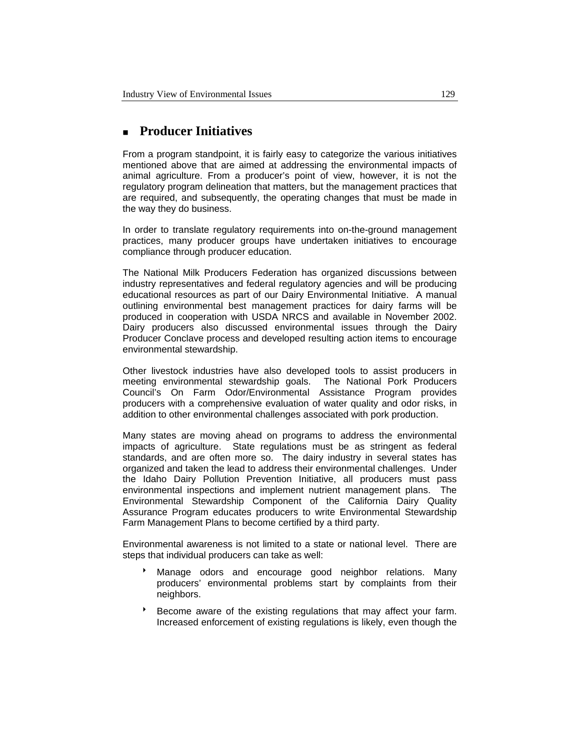## Producer Initiatives

From a program standpoint, it is fairly easy to categorize the various initiatives mentioned above that are aimed at addressing the environmental impacts of animal agriculture. From a producer's point of view, however, it is not the regulatory program delineation that matters, but the management practices that are required, and subsequently, the operating changes that must be made in the way they do business.

In order to translate regulatory requirements into on-the-ground management practices, many producer groups have undertaken initiatives to encourage compliance through producer education.

The National Milk Producers Federation has organized discussions between industry representatives and federal regulatory agencies and will be producing educational resources as part of our Dairy Environmental Initiative. A manual outlining environmental best management practices for dairy farms will be produced in cooperation with USDA NRCS and available in November 2002. Dairy producers also discussed environmental issues through the Dairy Producer Conclave process and developed resulting action items to encourage environmental stewardship.

Other livestock industries have also developed tools to assist producers in meeting environmental stewardship goals. The National Pork Producers Council's On Farm Odor/Environmental Assistance Program provides producers with a comprehensive evaluation of water quality and odor risks, in addition to other environmental challenges associated with pork production.

Many states are moving ahead on programs to address the environmental impacts of agriculture. State regulations must be as stringent as federal standards, and are often more so. The dairy industry in several states has organized and taken the lead to address their environmental challenges. Under the Idaho Dairy Pollution Prevention Initiative, all producers must pass environmental inspections and implement nutrient management plans. The Environmental Stewardship Component of the California Dairy Quality Assurance Program educates producers to write Environmental Stewardship Farm Management Plans to become certified by a third party.

Environmental awareness is not limited to a state or national level. There are steps that individual producers can take as well:

- Manage odors and encourage good neighbor relations. Many producers' environmental problems start by complaints from their neighbors.
- Become aware of the existing regulations that may affect your farm. Increased enforcement of existing regulations is likely, even though the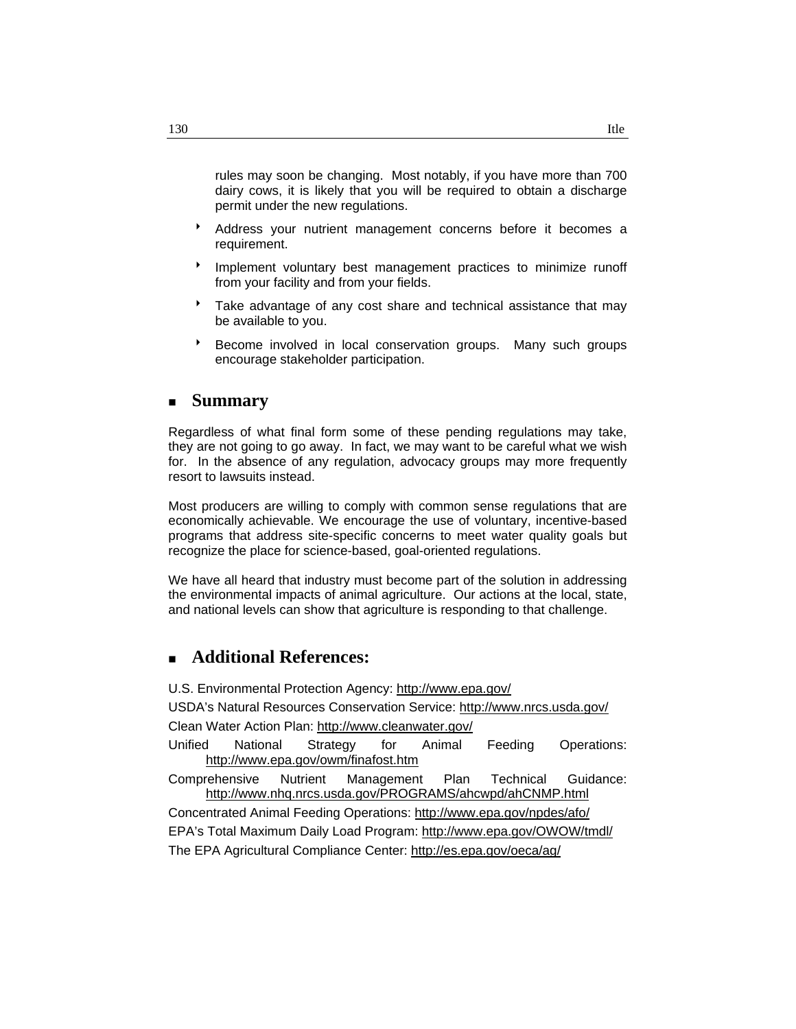rules may soon be changing. Most notably, if you have more than 700 dairy cows, it is likely that you will be required to obtain a discharge permit under the new regulations.

- Address your nutrient management concerns before it becomes a requirement.
- Implement voluntary best management practices to minimize runoff from your facility and from your fields.
- Take advantage of any cost share and technical assistance that may be available to you.
- Become involved in local conservation groups. Many such groups encourage stakeholder participation.

## Summary

Regardless of what final form some of these pending regulations may take, they are not going to go away. In fact, we may want to be careful what we wish for. In the absence of any regulation, advocacy groups may more frequently resort to lawsuits instead.

Most producers are willing to comply with common sense regulations that are economically achievable. We encourage the use of voluntary, incentive-based programs that address site-specific concerns to meet water quality goals but recognize the place for science-based, goal-oriented regulations.

We have all heard that industry must become part of the solution in addressing the environmental impacts of animal agriculture. Our actions at the local, state, and national levels can show that agriculture is responding to that challenge.

## Additional References:

U.S. Environmental Protection Agency: http://www.epa.gov/

USDA's Natural Resources Conservation Service: http://www.nrcs.usda.gov/

Clean Water Action Plan: http://www.cleanwater.gov/

Unified National Strategy for Animal Feeding Operations: http://www.epa.gov/owm/finafost.htm

Comprehensive Nutrient Management Plan Technical Guidance: http://www.nhq.nrcs.usda.gov/PROGRAMS/ahcwpd/ahCNMP.html

Concentrated Animal Feeding Operations: http://www.epa.gov/npdes/afo/

EPA's Total Maximum Daily Load Program: http://www.epa.gov/OWOW/tmdl/

The EPA Agricultural Compliance Center: http://es.epa.gov/oeca/ag/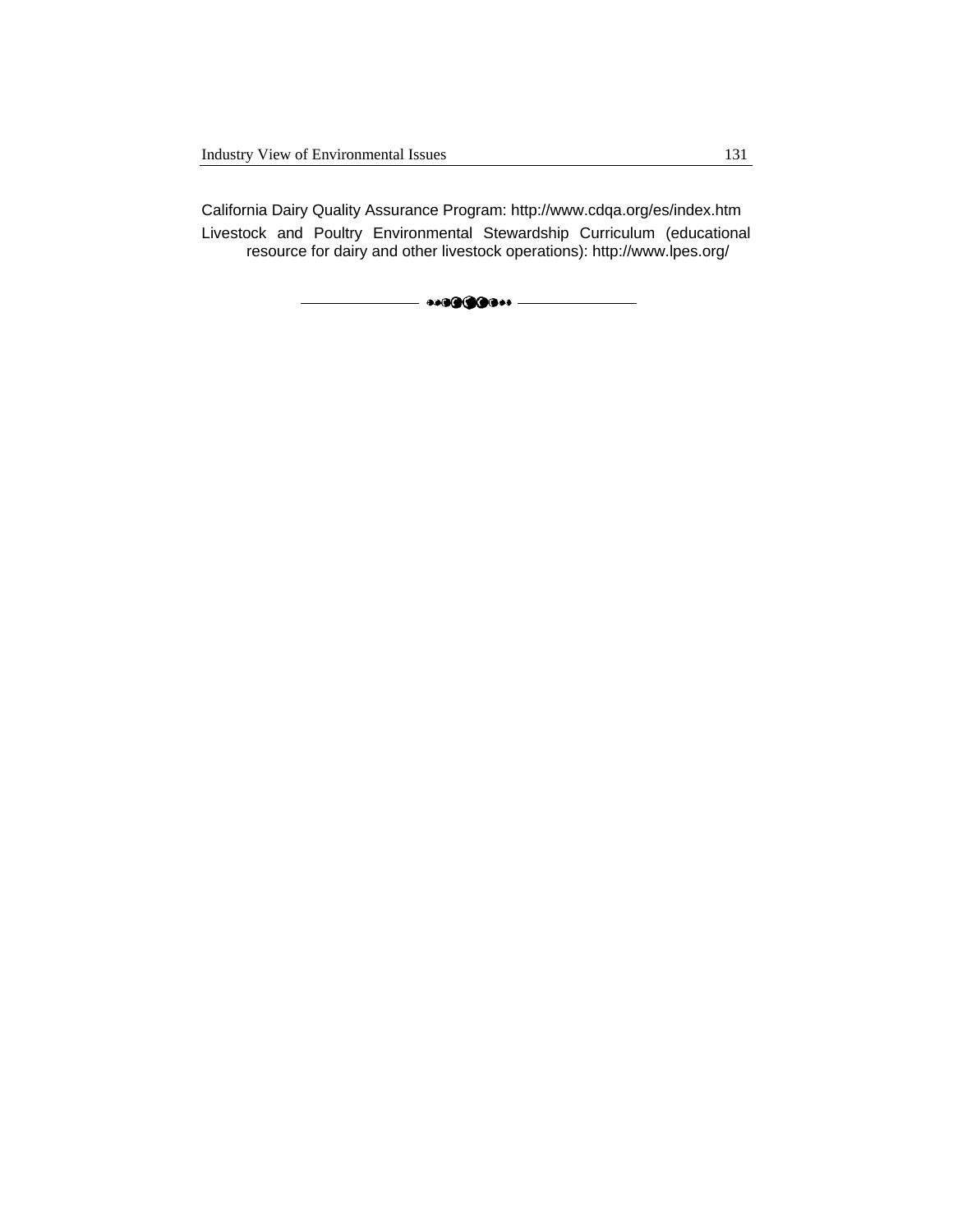California Dairy Quality Assurance Program: http://www.cdqa.org/es/index.htm

Livestock and Poultry Environmental Stewardship Curriculum (educational resource for dairy and other livestock operations): http://www.lpes.org/